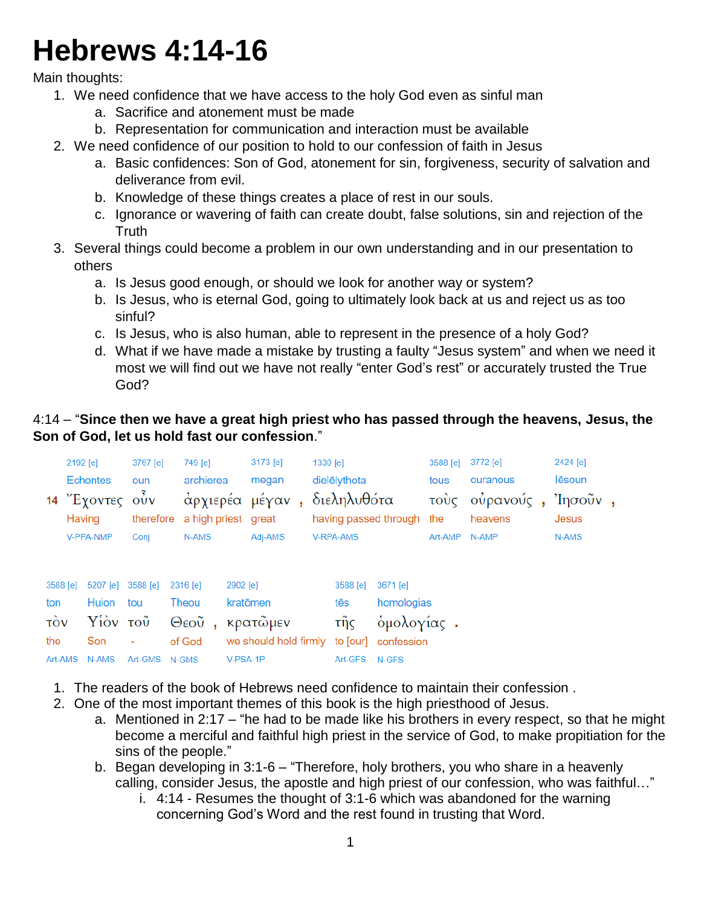# Hebrews 4:14-16

Main thoughts:

1. We need confidence that we have access to the holy God even as sinful man
    a. Sacrifice and atonement must be made
    b. Representation for communication and interaction must be available
2. We need confidence of our position to hold to our confession of faith in Jesus
    a. Basic confidences: Son of God, atonement for sin, forgiveness, security of salvation and deliverance from evil.
    b. Knowledge of these things creates a place of rest in our souls.
    c. Ignorance or wavering of faith can create doubt, false solutions, sin and rejection of the Truth
3. Several things could become a problem in our own understanding and in our presentation to others
    a. Is Jesus good enough, or should we look for another way or system?
    b. Is Jesus, who is eternal God, going to ultimately look back at us and reject us as too sinful?
    c. Is Jesus, who is also human, able to represent in the presence of a holy God?
    d. What if we have made a mistake by trusting a faulty "Jesus system" and when we need it most we will find out we have not really "enter God's rest" or accurately trusted the True God?

4:14 – "**Since then we have a great high priest who has passed through the heavens, Jesus, the Son of God, let us hold fast our confession**."

| | 2192 [e] | 3767 [e] | 749 [e] | 3173 [e] | 1330 [e] | 3588 [e] | 3772 [e] | 2424 [e] |
|---|---|---|---|---|---|---|---|---|
| | Echontes | oun | archierea | megan | dielēlythota | tous | ouranous | Iēsoun |
| 14 | Ἔχοντες | οὖν | ἀρχιερέα | μέγαν , | διεληλυθότα | τοὺς | οὐρανούς , | Ἰησοῦν , |
| | Having | therefore | a high priest | great | having passed through | the | heavens | Jesus |
| | V-PFA-NMP | Conj | N-AMS | Adj-AMS | V-RPA-AMS | Art-AMP | N-AMP | N-AMS |

| 3588 [e] | 5207 [e] | 3588 [e] | 2316 [e] | 2902 [e] | 3588 [e] | 3671 [e] |
|---|---|---|---|---|---|---|
| ton | Huion | tou | Theou | kratōmen | tēs | homologias |
| τὸν | Υἱὸν | τοῦ | Θεοῦ , | κρατῶμεν | τῆς | ὁμολογίας . |
| the | Son | - | of God | we should hold firmly | to [our] | confession |
| Art-AMS | N-AMS | Art-GMS | N-GMS | V-PSA-1P | Art-GFS | N-GFS |

1. The readers of the book of Hebrews need confidence to maintain their confession .
2. One of the most important themes of this book is the high priesthood of Jesus.
    a. Mentioned in 2:17 – "he had to be made like his brothers in every respect, so that he might become a merciful and faithful high priest in the service of God, to make propitiation for the sins of the people."
    b. Began developing in 3:1-6 – "Therefore, holy brothers, you who share in a heavenly calling, consider Jesus, the apostle and high priest of our confession, who was faithful…"
        i. 4:14 - Resumes the thought of 3:1-6 which was abandoned for the warning concerning God's Word and the rest found in trusting that Word.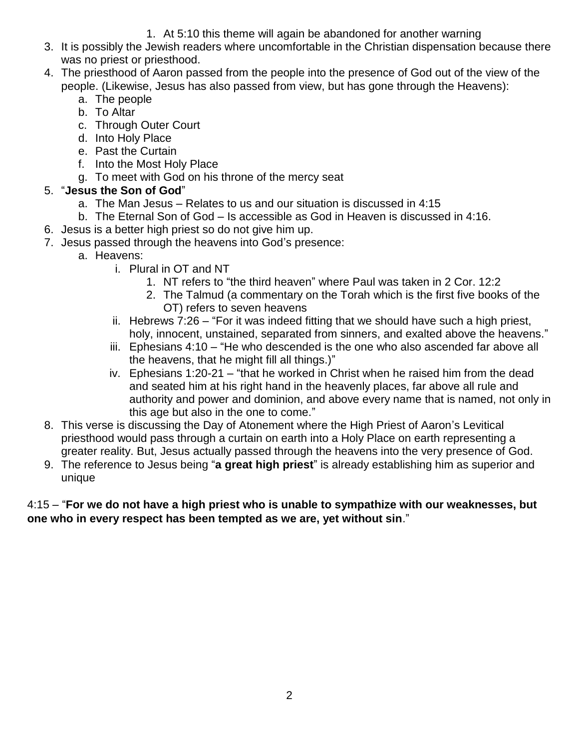1. At 5:10 this theme will again be abandoned for another warning
3. It is possibly the Jewish readers where uncomfortable in the Christian dispensation because there was no priest or priesthood.
4. The priesthood of Aaron passed from the people into the presence of God out of the view of the people. (Likewise, Jesus has also passed from view, but has gone through the Heavens):
   a. The people
   b. To Altar
   c. Through Outer Court
   d. Into Holy Place
   e. Past the Curtain
   f. Into the Most Holy Place
   g. To meet with God on his throne of the mercy seat
5. "**Jesus the Son of God**"
   a. The Man Jesus – Relates to us and our situation is discussed in 4:15
   b. The Eternal Son of God – Is accessible as God in Heaven is discussed in 4:16.
6. Jesus is a better high priest so do not give him up.
7. Jesus passed through the heavens into God's presence:
   a. Heavens:
      i. Plural in OT and NT
         1. NT refers to "the third heaven" where Paul was taken in 2 Cor. 12:2
         2. The Talmud (a commentary on the Torah which is the first five books of the OT) refers to seven heavens
      ii. Hebrews 7:26 – "For it was indeed fitting that we should have such a high priest, holy, innocent, unstained, separated from sinners, and exalted above the heavens."
      iii. Ephesians 4:10 – "He who descended is the one who also ascended far above all the heavens, that he might fill all things.)"
      iv. Ephesians 1:20-21 – "that he worked in Christ when he raised him from the dead and seated him at his right hand in the heavenly places, far above all rule and authority and power and dominion, and above every name that is named, not only in this age but also in the one to come."
8. This verse is discussing the Day of Atonement where the High Priest of Aaron's Levitical priesthood would pass through a curtain on earth into a Holy Place on earth representing a greater reality. But, Jesus actually passed through the heavens into the very presence of God.
9. The reference to Jesus being "**a great high priest**" is already establishing him as superior and unique

4:15 – "**For we do not have a high priest who is unable to sympathize with our weaknesses, but one who in every respect has been tempted as we are, yet without sin**."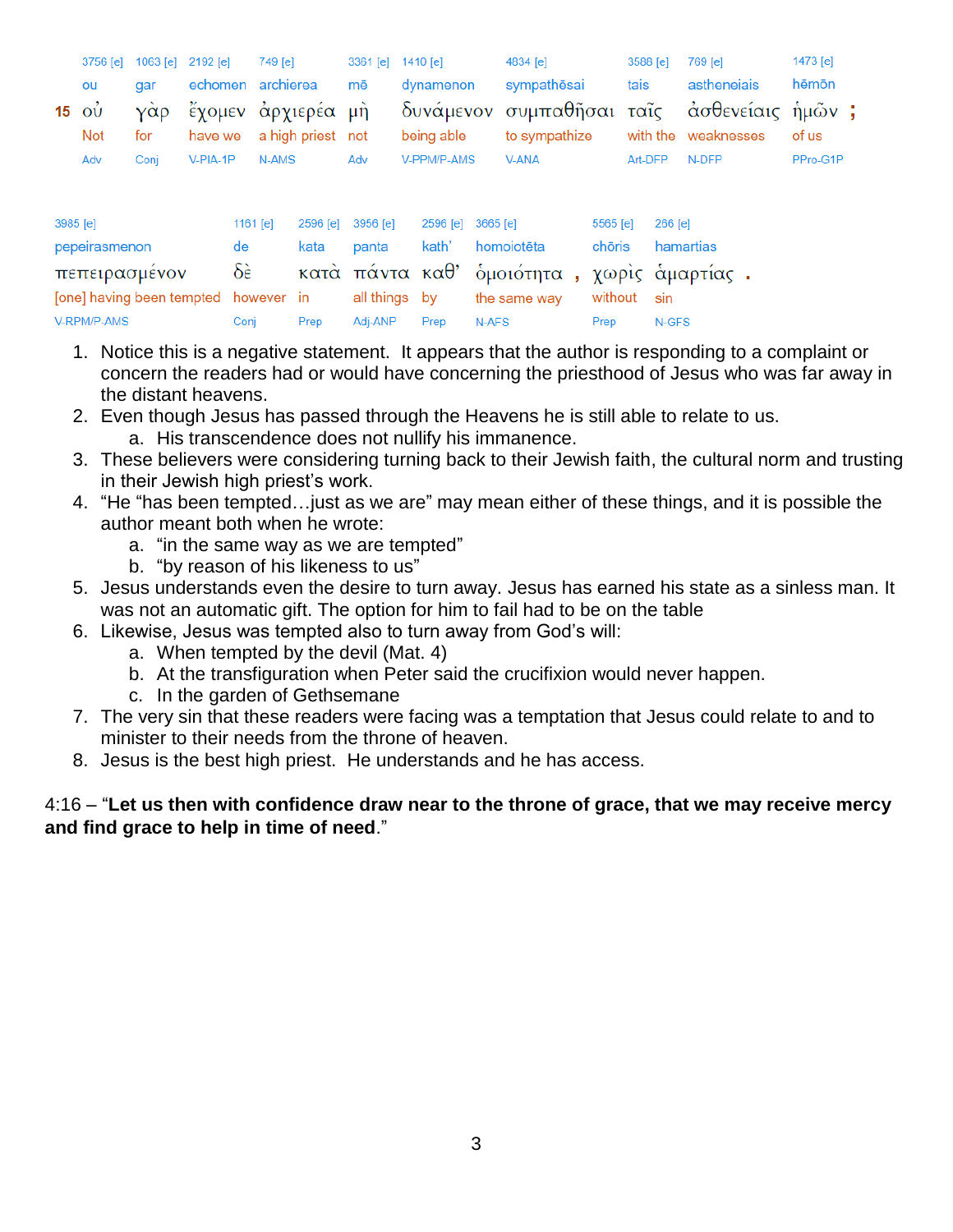| | 3756 [e] | 1063 [e] | 2192 [e] | 749 [e] | 3361 [e] | 1410 [e] | 4834 [e] | 3588 [e] | 769 [e] | 1473 [e] |
|---|---|---|---|---|---|---|---|---|---|---|
| | ou | gar | echomen | archierea | mē | dynamenon | sympathēsai | tais | astheneiais | hēmōn |
| **15** | οὐ | γὰρ | ἔχομεν | ἀρχιερέα | μὴ | δυνάμενον | συμπαθῆσαι | ταῖς | ἀσθενείαις | ἡμῶν ; |
| | Not | for | have we | a high priest | not | being able | to sympathize | with the | weaknesses | of us |
| | Adv | Conj | V-PIA-1P | N-AMS | Adv | V-PPM/P-AMS | V-ANA | Art-DFP | N-DFP | PPro-G1P |

| 3985 [e] | 1161 [e] | 2596 [e] | 3956 [e] | 2596 [e] | 3665 [e] | 5565 [e] | 266 [e] |
|---|---|---|---|---|---|---|---|
| pepeirasmenon | de | kata | panta | kath’ | homoiotēta | chōris | hamartias |
| πεπειρασμένον | δὲ | κατὰ | πάντα | καθ’ | ὁμοιότητα , | χωρὶς | ἁμαρτίας . |
| [one] having been tempted | however | in | all things | by | the same way | without | sin |
| V-RPM/P-AMS | Conj | Prep | Adj-ANP | Prep | N-AFS | Prep | N-GFS |

1. Notice this is a negative statement. It appears that the author is responding to a complaint or concern the readers had or would have concerning the priesthood of Jesus who was far away in the distant heavens.
2. Even though Jesus has passed through the Heavens he is still able to relate to us.
   a. His transcendence does not nullify his immanence.
3. These believers were considering turning back to their Jewish faith, the cultural norm and trusting in their Jewish high priest’s work.
4. “He “has been tempted…just as we are” may mean either of these things, and it is possible the author meant both when he wrote:
   a. “in the same way as we are tempted”
   b. “by reason of his likeness to us”
5. Jesus understands even the desire to turn away. Jesus has earned his state as a sinless man. It was not an automatic gift. The option for him to fail had to be on the table
6. Likewise, Jesus was tempted also to turn away from God’s will:
   a. When tempted by the devil (Mat. 4)
   b. At the transfiguration when Peter said the crucifixion would never happen.
   c. In the garden of Gethsemane
7. The very sin that these readers were facing was a temptation that Jesus could relate to and to minister to their needs from the throne of heaven.
8. Jesus is the best high priest. He understands and he has access.

4:16 – “**Let us then with confidence draw near to the throne of grace, that we may receive mercy and find grace to help in time of need**.”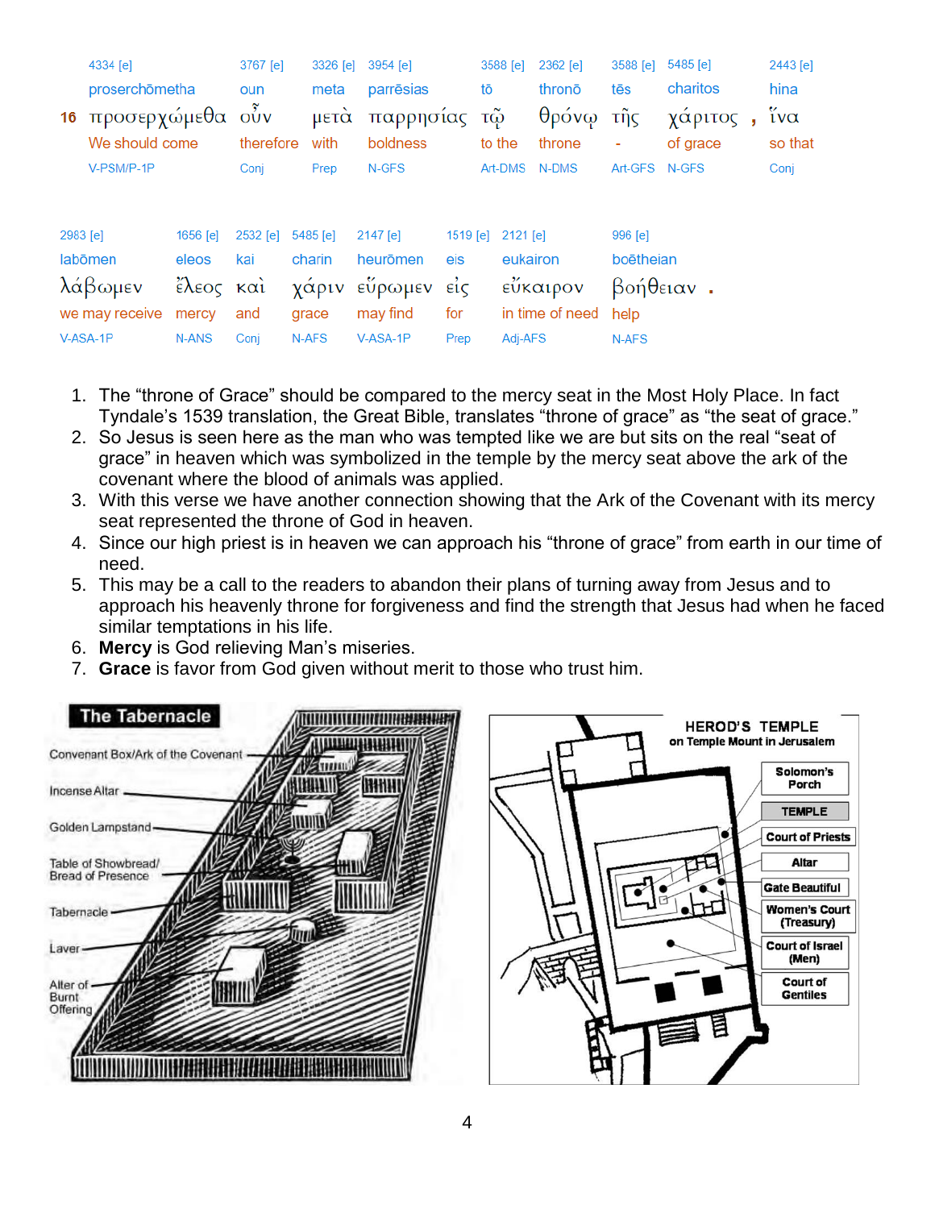| 16 | 4334 [e] | 3767 [e] | 3326 [e] | 3954 [e] | 3588 [e] | 2362 [e] | 3588 [e] | 5485 [e] | 2443 [e] |
|---|---|---|---|---|---|---|---|---|---|
| | proserchōmetha | oun | meta | parrēsias | tō | thronō | tēs | charitos | hina |
| | προσερχώμεθα | οὖν | μετὰ | παρρησίας | τῷ | θρόνῳ | τῆς | χάριτος , | ἵνα |
| | We should come | therefore | with | boldness | to the | throne | - | of grace | so that |
| | V-PSM/P-1P | Conj | Prep | N-GFS | Art-DMS | N-DMS | Art-GFS | N-GFS | Conj |

| 2983 [e] | 1656 [e] | 2532 [e] | 5485 [e] | 2147 [e] | 1519 [e] | 2121 [e] | 996 [e] |
|---|---|---|---|---|---|---|---|
| labōmen | eleos | kai | charin | heurōmen | eis | eukairon | boētheian |
| λάβωμεν | ἔλεος | καὶ | χάριν | εὕρωμεν | εἰς | εὔκαιρον | βοήθειαν . |
| we may receive | mercy | and | grace | may find | for | in time of need | help |
| V-ASA-1P | N-ANS | Conj | N-AFS | V-ASA-1P | Prep | Adj-AFS | N-AFS |

1. The "throne of Grace" should be compared to the mercy seat in the Most Holy Place. In fact Tyndale's 1539 translation, the Great Bible, translates "throne of grace" as "the seat of grace."
2. So Jesus is seen here as the man who was tempted like we are but sits on the real "seat of grace" in heaven which was symbolized in the temple by the mercy seat above the ark of the covenant where the blood of animals was applied.
3. With this verse we have another connection showing that the Ark of the Covenant with its mercy seat represented the throne of God in heaven.
4. Since our high priest is in heaven we can approach his "throne of grace" from earth in our time of need.
5. This may be a call to the readers to abandon their plans of turning away from Jesus and to approach his heavenly throne for forgiveness and find the strength that Jesus had when he faced similar temptations in his life.
6. **Mercy** is God relieving Man's miseries.
7. **Grace** is favor from God given without merit to those who trust him.

The Tabernacle

Convenant Box/Ark of the Covenant

Incense Altar

Golden Lampstand

Table of Showbread/ Bread of Presence

Tabernacle

Laver

Alter of Burnt Offering

HEROD'S TEMPLE
on Temple Mount in Jerusalem

Solomon's Porch

TEMPLE

Court of Priests

Altar

Gate Beautiful

Women's Court (Treasury)

Court of Israel (Men)

Court of Gentiles